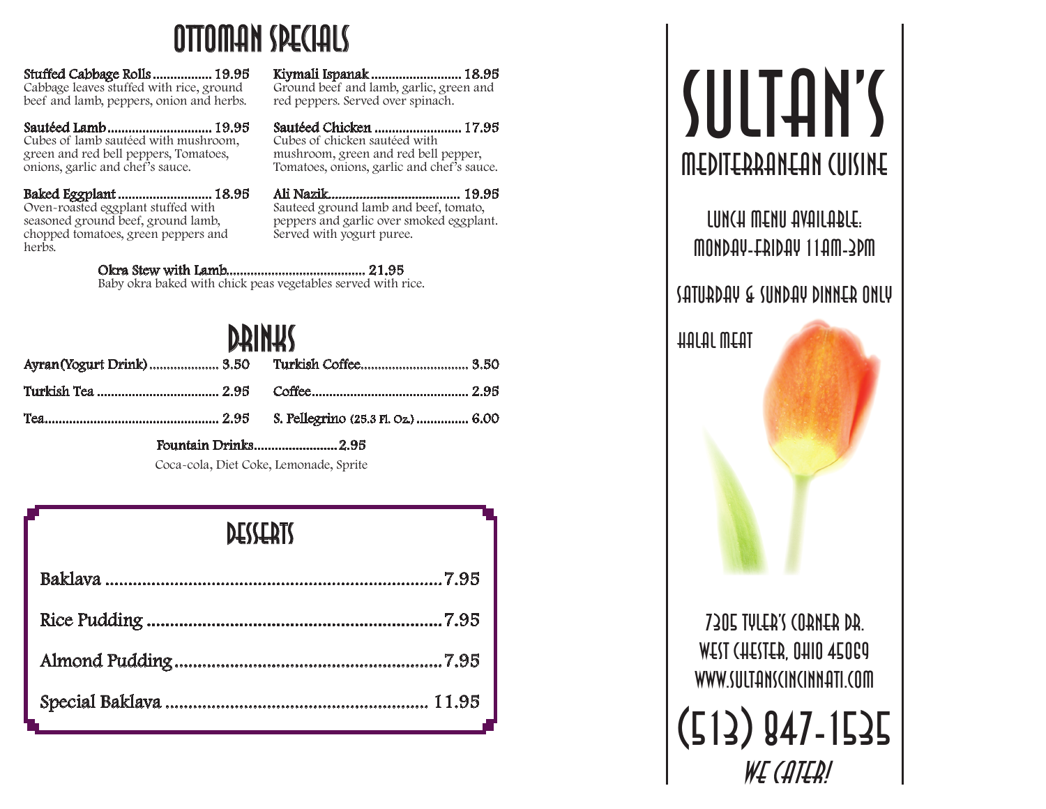## OTTOMAN SPECIALS

**Stuffed Cabbage Rolls** ................. 19.95
Cabbage leaves stuffed with rice, ground beef and lamb, peppers, onion and herbs.

**Sautéed Lamb** .............................. 19.95
Cubes of lamb sautéed with mushroom, green and red bell peppers, Tomatoes, onions, garlic and chef's sauce.

**Baked Eggplant** ........................... 18.95
Oven-roasted eggplant stuffed with seasoned ground beef, ground lamb, chopped tomatoes, green peppers and herbs.

**Kiymali Ispanak** .......................... 18.95
Ground beef and lamb, garlic, green and red peppers. Served over spinach.

**Sautéed Chicken** ......................... 17.95
Cubes of chicken sautéed with mushroom, green and red bell pepper, Tomatoes, onions, garlic and chef's sauce.

**Ali Nazik** ...................................... 19.95
Sauteed ground lamb and beef, tomato, peppers and garlic over smoked eggplant. Served with yogurt puree.

**Okra Stew with Lamb** ........................................ 21.95
Baby okra baked with chick peas vegetables served with rice.

## DRINKS

Ayran(Yogurt Drink) .................... 3.50

Turkish Tea ................................... 2.95

Tea .................................................. 2.95

Turkish Coffee ............................... 3.50

Coffee ............................................. 2.95

S. Pellegrino (25.3 Fl. Oz.) ............... 6.00

Fountain Drinks ......................... 2.95
Coca-cola, Diet Coke, Lemonade, Sprite

## DESSERTS

Baklava ......................................................................... 7.95

Rice Pudding ................................................................ 7.95

Almond Pudding ........................................................... 7.95

Special Baklava .......................................................... 11.95

# SULTAN'S

## MEDITERRANEAN CUISINE

LUNCH MENU AVAILABLE:
MONDAY-FRIDAY 11AM-3PM

SATURDAY & SUNDAY DINNER ONLY

HALAL MEAT

7305 TYLER'S CORNER DR.
WEST CHESTER, OHIO 45069
WWW.SULTANSCINCINNATI.COM

# (513) 847-1535

*WE CATER!*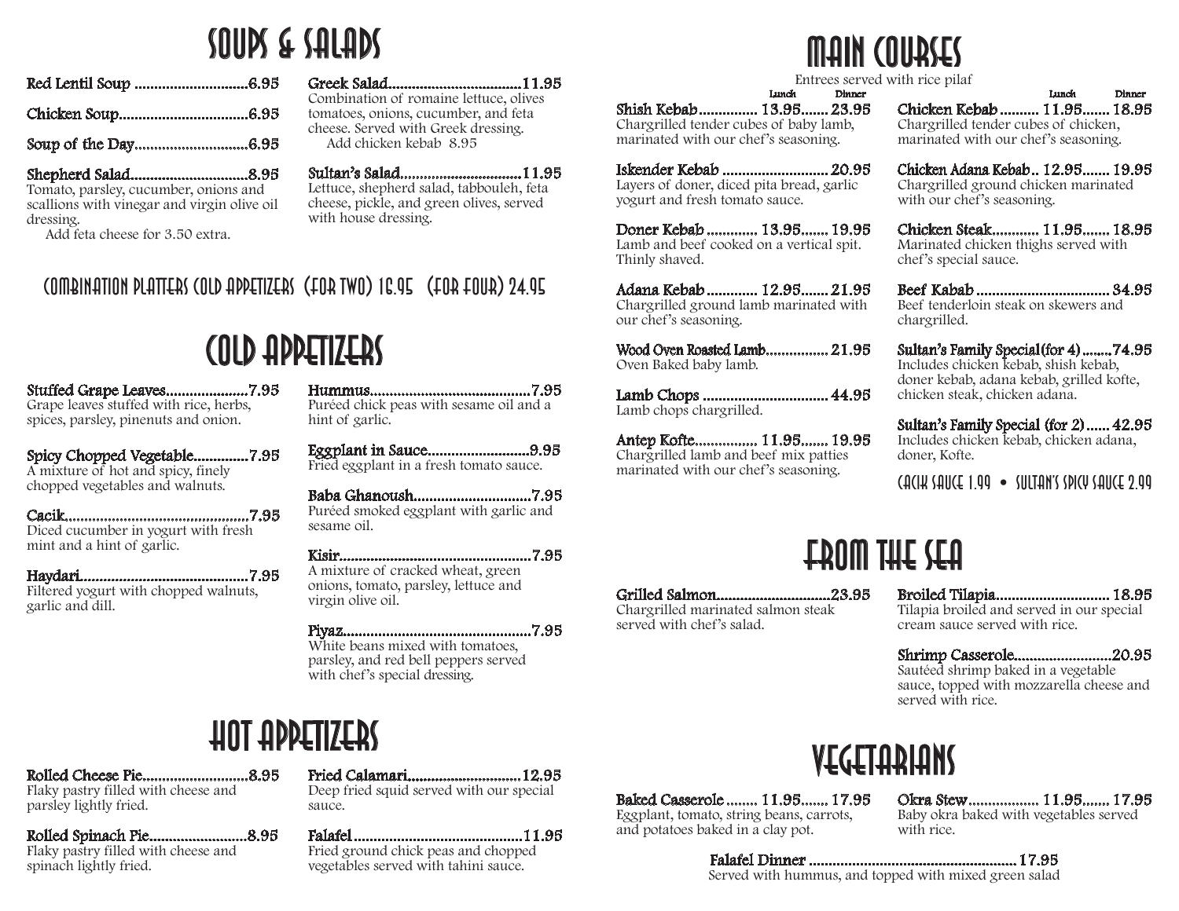# SOUPS & SALADS

**Red Lentil Soup** ............................6.95

**Chicken Soup**................................6.95

**Soup of the Day**............................6.95

**Shepherd Salad**............................8.95
Tomato, parsley, cucumber, onions and scallions with vinegar and virgin olive oil dressing.
Add feta cheese for 3.50 extra.

**Greek Salad**..................................11.95
Combination of romaine lettuce, olives tomatoes, onions, cucumber, and feta cheese. Served with Greek dressing.
Add chicken kebab 8.95

**Sultan's Salad**...............................11.95
Lettuce, shepherd salad, tabbouleh, feta cheese, pickle, and green olives, served with house dressing.

## COMBINATION PLATTERS COLD APPETIZERS (FOR TWO) 16.95 (FOR FOUR) 24.95

# COLD APPETIZERS

**Stuffed Grape Leaves**....................7.95
Grape leaves stuffed with rice, herbs, spices, parsley, pinenuts and onion.

**Spicy Chopped Vegetable**.............7.95
A mixture of hot and spicy, finely chopped vegetables and walnuts.

**Cacik**.............................................7.95
Diced cucumber in yogurt with fresh mint and a hint of garlic.

**Haydari**..........................................7.95
Filtered yogurt with chopped walnuts, garlic and dill.

**Hummus**........................................7.95
Puréed chick peas with sesame oil and a hint of garlic.

**Eggplant in Sauce**.........................9.95
Fried eggplant in a fresh tomato sauce.

**Baba Ghanoush**.............................7.95
Puréed smoked eggplant with garlic and sesame oil.

**Kisir**................................................7.95
A mixture of cracked wheat, green onions, tomato, parsley, lettuce and virgin olive oil.

**Piyaz**...............................................7.95
White beans mixed with tomatoes, parsley, and red bell peppers served with chef's special dressing.

# HOT APPETIZERS

**Rolled Cheese Pie**..........................8.95
Flaky pastry filled with cheese and parsley lightly fried.

**Rolled Spinach Pie**.........................8.95
Flaky pastry filled with cheese and spinach lightly fried.

**Fried Calamari**.............................12.95
Deep fried squid served with our special sauce.

**Falafel**..........................................11.95
Fried ground chick peas and chopped vegetables served with tahini sauce.

# MAIN COURSES

Entrees served with rice pilaf

| | Lunch | Dinner |
|---|---|---|
| **Shish Kebab** | 13.95 | 23.95 |
| **Iskender Kebab** | | 20.95 |
| **Doner Kebab** | 13.95 | 19.95 |
| **Adana Kebab** | 12.95 | 21.95 |
| **Wood Oven Roasted Lamb** | | 21.95 |
| **Lamb Chops** | | 44.95 |
| **Antep Kofte** | 11.95 | 19.95 |
| **Chicken Kebab** | 11.95 | 18.95 |
| **Chicken Adana Kebab** | 12.95 | 19.95 |
| **Chicken Steak** | 11.95 | 18.95 |
| **Beef Kabab** | | 34.95 |
| **Sultan's Family Special (for 4)** | | 74.95 |
| **Sultan's Family Special (for 2)** | | 42.95 |

**Shish Kebab** — Chargrilled tender cubes of baby lamb, marinated with our chef's seasoning.

**Iskender Kebab** — Layers of doner, diced pita bread, garlic yogurt and fresh tomato sauce.

**Doner Kebab** — Lamb and beef cooked on a vertical spit. Thinly shaved.

**Adana Kebab** — Chargrilled ground lamb marinated with our chef's seasoning.

**Wood Oven Roasted Lamb** — Oven Baked baby lamb.

**Lamb Chops** — Lamb chops chargrilled.

**Antep Kofte** — Chargrilled lamb and beef mix patties marinated with our chef's seasoning.

**Chicken Kebab** — Chargrilled tender cubes of chicken, marinated with our chef's seasoning.

**Chicken Adana Kebab** — Chargrilled ground chicken marinated with our chef's seasoning.

**Chicken Steak** — Marinated chicken thighs served with chef's special sauce.

**Beef Kabab** — Beef tenderloin steak on skewers and chargrilled.

**Sultan's Family Special (for 4)** — Includes chicken kebab, shish kebab, doner kebab, adana kebab, grilled kofte, chicken steak, chicken adana.

**Sultan's Family Special (for 2)** — Includes chicken kebab, chicken adana, doner, Kofte.

CACIK SAUCE 1.99 • SULTAN'S SPICY SAUCE 2.99

# FROM THE SEA

**Grilled Salmon**............................23.95
Chargrilled marinated salmon steak served with chef's salad.

**Broiled Tilapia**............................18.95
Tilapia broiled and served in our special cream sauce served with rice.

**Shrimp Casserole**........................20.95
Sautéed shrimp baked in a vegetable sauce, topped with mozzarella cheese and served with rice.

# VEGETARIANS

| | Lunch | Dinner |
|---|---|---|
| **Baked Casserole** | 11.95 | 17.95 |
| **Okra Stew** | 11.95 | 17.95 |
| **Falafel Dinner** | | 17.95 |

**Baked Casserole** — Eggplant, tomato, string beans, carrots, and potatoes baked in a clay pot.

**Okra Stew** — Baby okra baked with vegetables served with rice.

**Falafel Dinner** — Served with hummus, and topped with mixed green salad